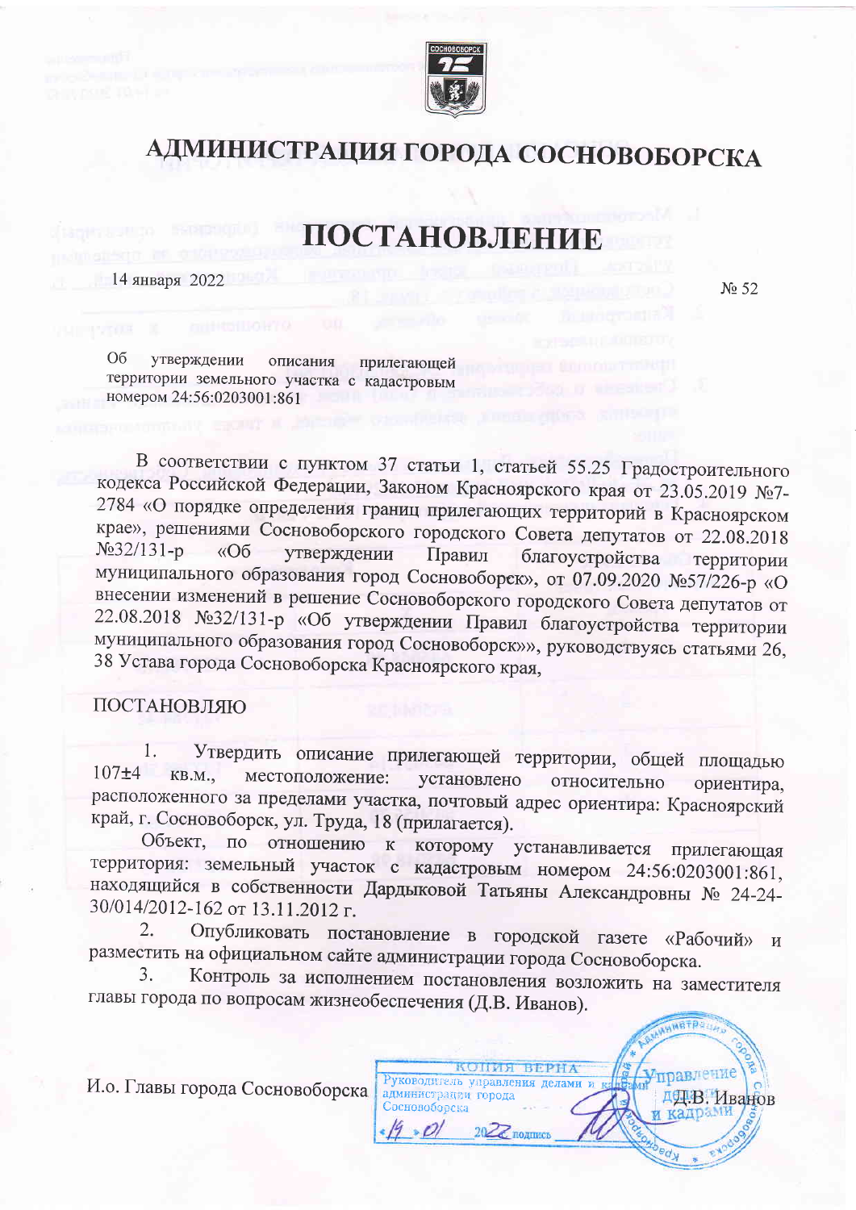# АДМИНИСТРАЦИЯ ГОРОДА СОСНОВОБОРСКА

# ПОСТАНОВЛЕНИЕ

14 января 2022 № 52

Об утверждении описания прилегающей территории земельного участка с кадастровым номером 24:56:0203001:861

В соответствии с пунктом 37 статьи 1, статьей 55.25 Градостроительного кодекса Российской Федерации, Законом Красноярского края от 23.05.2019 №7-2784 «О порядке определения границ прилегающих территорий в Красноярском крае», решениями Сосновоборского городского Совета депутатов от 22.08.2018 №32/131-р «Об утверждении Правил благоустройства территории муниципального образования город Сосновоборск», от 07.09.2020 №57/226-р «О внесении изменений в решение Сосновоборского городского Совета депутатов от 22.08.2018 №32/131-р «Об утверждении Правил благоустройства территории муниципального образования город Сосновоборск»», руководствуясь статьями 26, 38 Устава города Сосновоборска Красноярского края,

ПОСТАНОВЛЯЮ

1. Утвердить описание прилегающей территории, общей площадью 107±4 кв.м., местоположение: установлено относительно ориентира, расположенного за пределами участка, почтовый адрес ориентира: Красноярский край, г. Сосновоборск, ул. Труда, 18 (прилагается).

Объект, по отношению к которому устанавливается прилегающая территория: земельный участок с кадастровым номером 24:56:0203001:861, находящийся в собственности Дардыковой Татьяны Александровны № 24-24-30/014/2012-162 от 13.11.2012 г.

2. Опубликовать постановление в городской газете «Рабочий» и разместить на официальном сайте администрации города Сосновоборска.

3. Контроль за исполнением постановления возложить на заместителя главы города по вопросам жизнеобеспечения (Д.В. Иванов).

И.о. Главы города Сосновоборска Д.В. Иванов

КОПИЯ ВЕРНА
Руководитель управления делами и кадрами администрации города Сосновоборска
«19» 01 2022 подпись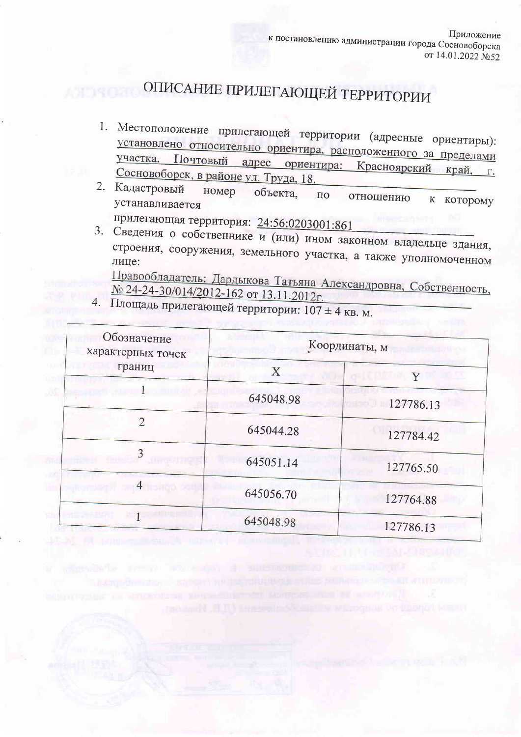Приложение
к постановлению администрации города Сосновоборска
от 14.01.2022 №52

# ОПИСАНИЕ ПРИЛЕГАЮЩЕЙ ТЕРРИТОРИИ

1. Местоположение прилегающей территории (адресные ориентиры): установлено относительно ориентира, расположенного за пределами участка. Почтовый адрес ориентира: Красноярский край, г. Сосновоборск, в районе ул. Труда, 18.
2. Кадастровый номер объекта, по отношению к которому устанавливается прилегающая территория: 24:56:0203001:861
3. Сведения о собственнике и (или) ином законном владельце здания, строения, сооружения, земельного участка, а также уполномоченном лице:
   Правообладатель: Дардыкова Татьяна Александровна, Собственность, № 24-24-30/014/2012-162 от 13.11.2012г.
4. Площадь прилегающей территории: 107 ± 4 кв. м.

| Обозначение характерных точек границ | Координаты, м | |
|---|---|---|
| | X | Y |
| 1 | 645048.98 | 127786.13 |
| 2 | 645044.28 | 127784.42 |
| 3 | 645051.14 | 127765.50 |
| 4 | 645056.70 | 127764.88 |
| 1 | 645048.98 | 127786.13 |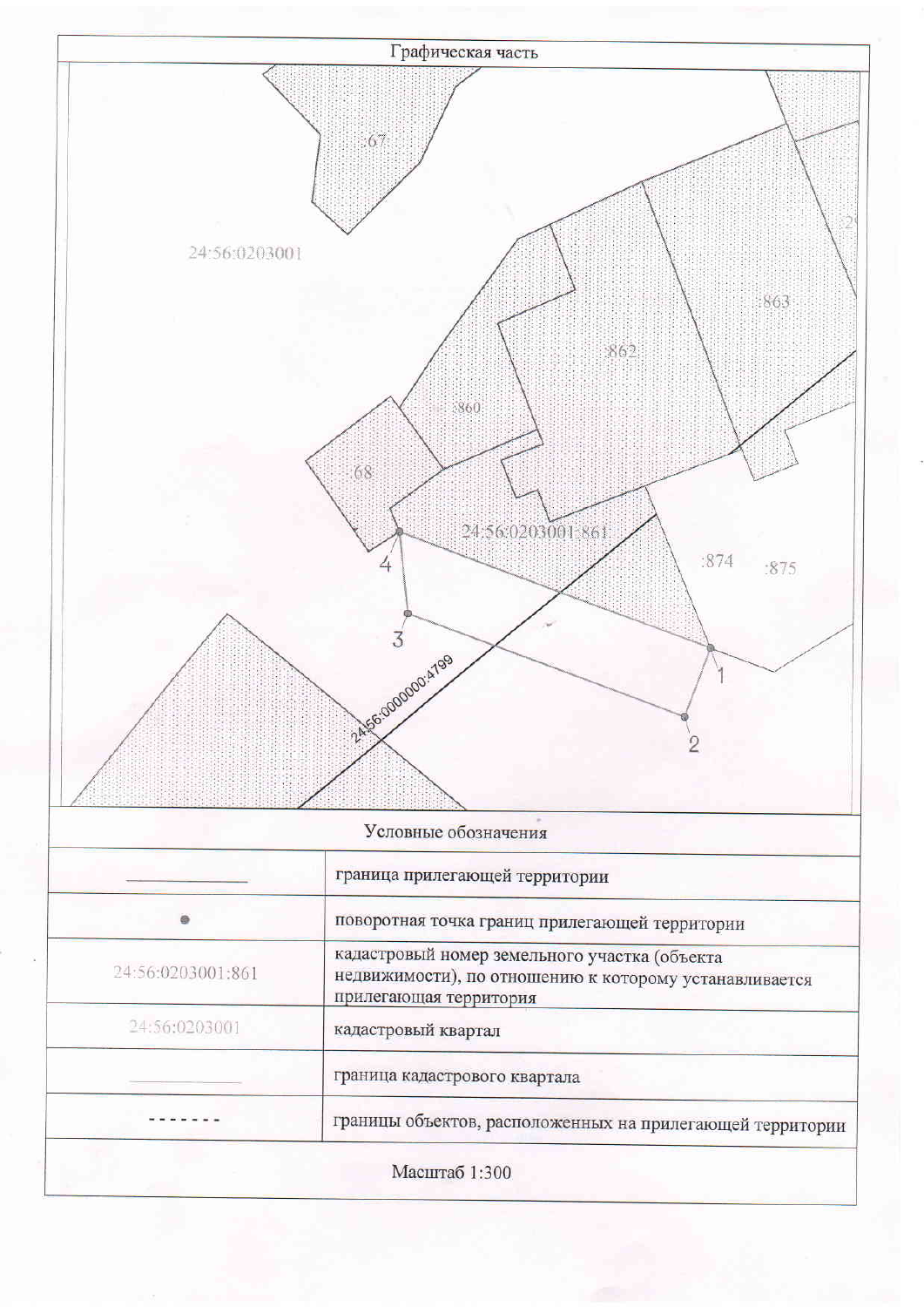Графическая часть

:67

24:56:0203001

:863

:862

:860

:68

24:56:0203001:861

:874

:875

4

3

1

2

24:56:0000000:4799

Условные обозначения

| | |
|---|---|
| ———————— | граница прилегающей территории |
| ● | поворотная точка границ прилегающей территории |
| 24:56:0203001:861 | кадастровый номер земельного участка (объекта недвижимости), по отношению к которому устанавливается прилегающая территория |
| 24:56:0203001 | кадастровый квартал |
| ———————— | граница кадастрового квартала |
| - - - - - - - | границы объектов, расположенных на прилегающей территории |

Масштаб 1:300